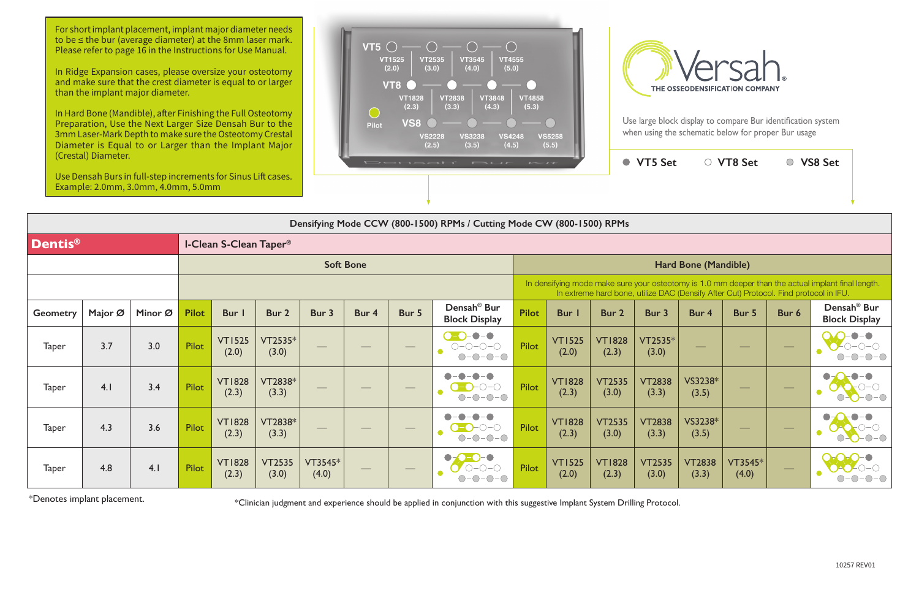For short implant placement, implant major diameter needs to be ≤ the bur (average diameter) at the 8mm laser mark. Please refer to page 16 in the Instructions for Use Manual.

In Ridge Expansion cases, please oversize your osteotomy and make sure that the crest diameter is equal to or larger than the implant major diameter.

In Hard Bone (Mandible), after Finishing the Full Osteotomy Preparation, Use the Next Larger Size Densah Bur to the 3mm Laser-Mark Depth to make sure the Osteotomy Crestal Diameter is Equal to or Larger than the Implant Major (Crestal) Diameter.

Use Densah Burs in full-step increments for Sinus Lift cases. Example: 2.0mm, 3.0mm, 4.0mm, 5.0mm

| | | | | |
|---|---|---|---|---|
| **VT5** | VT1525 (2.0) | VT2535 (3.0) | VT3545 (4.0) | VT4555 (5.0) |
| **VT8** | VT1828 (2.3) | VT2838 (3.3) | VT3848 (4.3) | VT4858 (5.3) |
| **VS8** | VS2228 (2.5) | VS3238 (3.5) | VS4248 (4.5) | VS5258 (5.5) |

Pilot

Densah Bur Kit

# Versah

THE OSSEODENSIFICATION COMPANY

Use large block display to compare Bur identification system when using the schematic below for proper Bur usage

● VT5 Set ○ VT8 Set ● VS8 Set

| Densifying Mode CCW (800-1500) RPMs / Cutting Mode CW (800-1500) RPMs | | | | | | | | | | | | | | | | | | |
|---|---|---|---|---|---|---|---|---|---|---|---|---|---|---|---|---|---|---|
| **Dentis®** | | | I-Clean S-Clean Taper® | | | | | | | | | | | | | | | |
| | | | Soft Bone | | | | | | | Hard Bone (Mandible) | | | | | | | | |
| | | | | | | | | | | In densifying mode make sure your osteotomy is 1.0 mm deeper than the actual implant final length. In extreme hard bone, utilize DAC (Densify After Cut) Protocol. Find protocol in IFU. | | | | | | | | |
| **Geometry** | **Major Ø** | **Minor Ø** | **Pilot** | **Bur 1** | **Bur 2** | **Bur 3** | **Bur 4** | **Bur 5** | **Densah® Bur Block Display** | **Pilot** | **Bur 1** | **Bur 2** | **Bur 3** | **Bur 4** | **Bur 5** | **Bur 6** | **Densah® Bur Block Display** |
| Taper | 3.7 | 3.0 | Pilot | VT1525 (2.0) | VT2535* (3.0) | — | — | — | | Pilot | VT1525 (2.0) | VT1828 (2.3) | VT2535* (3.0) | — | — | — | |
| Taper | 4.1 | 3.4 | Pilot | VT1828 (2.3) | VT2838* (3.3) | — | — | — | | Pilot | VT1828 (2.3) | VT2535 (3.0) | VT2838 (3.3) | VS3238* (3.5) | — | — | |
| Taper | 4.3 | 3.6 | Pilot | VT1828 (2.3) | VT2838* (3.3) | — | — | — | | Pilot | VT1828 (2.3) | VT2535 (3.0) | VT2838 (3.3) | VS3238* (3.5) | — | — | |
| Taper | 4.8 | 4.1 | Pilot | VT1828 (2.3) | VT2535 (3.0) | VT3545* (4.0) | — | — | | Pilot | VT1525 (2.0) | VT1828 (2.3) | VT2535 (3.0) | VT2838 (3.3) | VT3545* (4.0) | — | |

*Denotes implant placement.

*Clinician judgment and experience should be applied in conjunction with this suggestive Implant System Drilling Protocol.

10257 REV01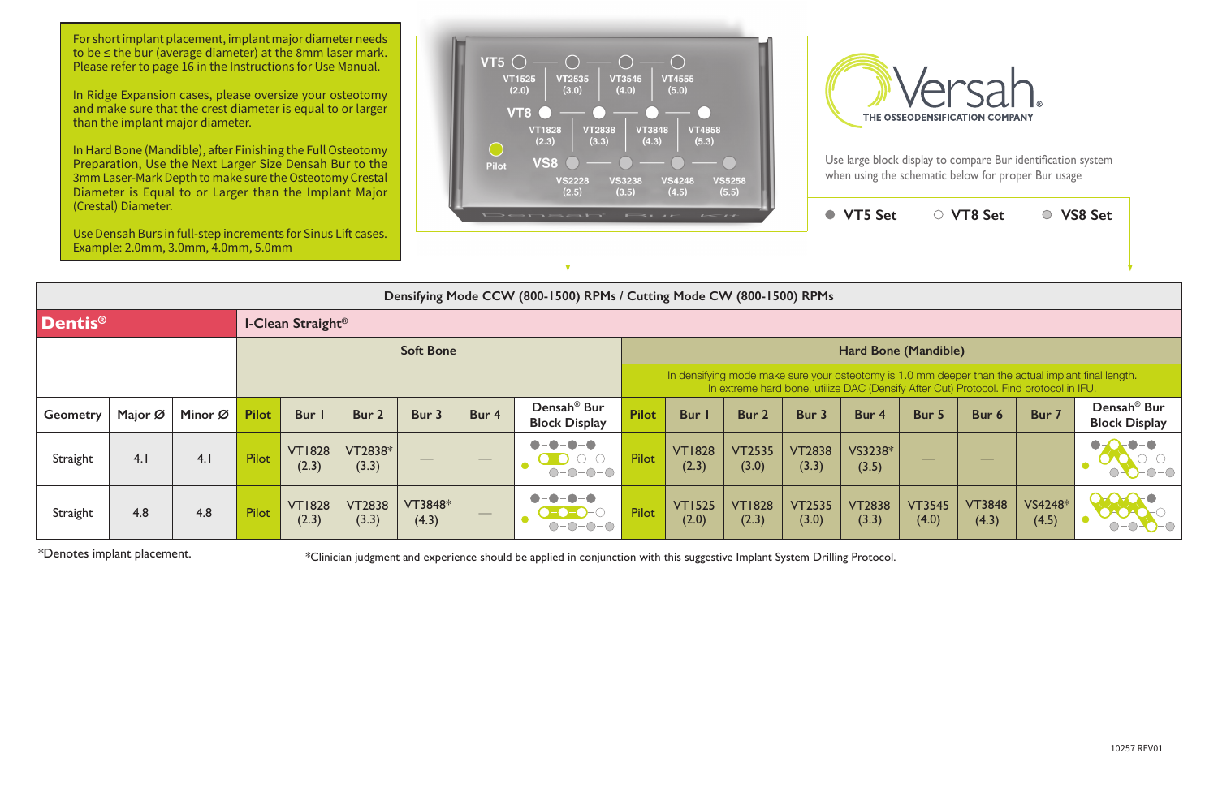For short implant placement, implant major diameter needs to be ≤ the bur (average diameter) at the 8mm laser mark. Please refer to page 16 in the Instructions for Use Manual.

In Ridge Expansion cases, please oversize your osteotomy and make sure that the crest diameter is equal to or larger than the implant major diameter.

In Hard Bone (Mandible), after Finishing the Full Osteotomy Preparation, Use the Next Larger Size Densah Bur to the 3mm Laser-Mark Depth to make sure the Osteotomy Crestal Diameter is Equal to or Larger than the Implant Major (Crestal) Diameter.

Use Densah Burs in full-step increments for Sinus Lift cases. Example: 2.0mm, 3.0mm, 4.0mm, 5.0mm

VT5: VT1525 (2.0) — VT2535 (3.0) — VT3545 (4.0) — VT4555 (5.0)

VT8: VT1828 (2.3) — VT2838 (3.3) — VT3848 (4.3) — VT4858 (5.3)

Pilot

VS8: VS2228 (2.5) — VS3238 (3.5) — VS4248 (4.5) — VS5258 (5.5)

Densah Bur Kit

Versah®
THE OSSEODENSIFICATION COMPANY

Use large block display to compare Bur identification system when using the schematic below for proper Bur usage

● VT5 Set ○ VT8 Set ◎ VS8 Set

| Densifying Mode CCW (800-1500) RPMs / Cutting Mode CW (800-1500) RPMs | | | | | | | | | | | | | | | | | | |
|---|---|---|---|---|---|---|---|---|---|---|---|---|---|---|---|---|---|---|
| **Dentis®** | | | I-Clean Straight® | | | | | | | | | | | | | | | |
| | | | Soft Bone | | | | | | Hard Bone (Mandible) | | | | | | | | | |
| | | | | | | | | | In densifying mode make sure your osteotomy is 1.0 mm deeper than the actual implant final length. In extreme hard bone, utilize DAC (Densify After Cut) Protocol. Find protocol in IFU. | | | | | | | | | |
| Geometry | Major Ø | Minor Ø | Pilot | Bur 1 | Bur 2 | Bur 3 | Bur 4 | Densah® Bur Block Display | Pilot | Bur 1 | Bur 2 | Bur 3 | Bur 4 | Bur 5 | Bur 6 | Bur 7 | Densah® Bur Block Display |
| Straight | 4.1 | 4.1 | Pilot | VT1828 (2.3) | VT2838* (3.3) | — | — | | Pilot | VT1828 (2.3) | VT2535 (3.0) | VT2838 (3.3) | VS3238* (3.5) | — | — | | |
| Straight | 4.8 | 4.8 | Pilot | VT1828 (2.3) | VT2838 (3.3) | VT3848* (4.3) | — | | Pilot | VT1525 (2.0) | VT1828 (2.3) | VT2535 (3.0) | VT2838 (3.3) | VT3545 (4.0) | VT3848 (4.3) | VS4248* (4.5) | |

*Denotes implant placement.

*Clinician judgment and experience should be applied in conjunction with this suggestive Implant System Drilling Protocol.

10257 REV01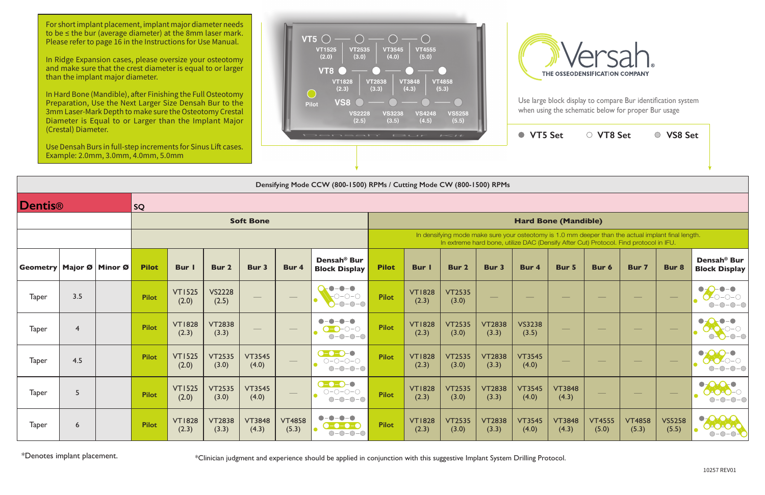For short implant placement, implant major diameter needs to be ≤ the bur (average diameter) at the 8mm laser mark. Please refer to page 16 in the Instructions for Use Manual.

In Ridge Expansion cases, please oversize your osteotomy and make sure that the crest diameter is equal to or larger than the implant major diameter.

In Hard Bone (Mandible), after Finishing the Full Osteotomy Preparation, Use the Next Larger Size Densah Bur to the 3mm Laser-Mark Depth to make sure the Osteotomy Crestal Diameter is Equal to or Larger than the Implant Major (Crestal) Diameter.

Use Densah Burs in full-step increments for Sinus Lift cases. Example: 2.0mm, 3.0mm, 4.0mm, 5.0mm

VT5: VT1525 (2.0), VT2535 (3.0), VT3545 (4.0), VT4555 (5.0)
VT8: VT1828 (2.3), VT2838 (3.3), VT3848 (4.3), VT4858 (5.3)
VS8: VS2228 (2.5), VS3238 (3.5), VS4248 (4.5), VS5258 (5.5)
Pilot

Versah®
THE OSSEODENSIFICATION COMPANY

Use large block display to compare Bur identification system when using the schematic below for proper Bur usage

● VT5 Set ○ VT8 Set ◎ VS8 Set

Densifying Mode CCW (800-1500) RPMs / Cutting Mode CW (800-1500) RPMs

**Dentis®** SQ

| | | | Soft Bone | | | | | | Hard Bone (Mandible) | | | | | | | | | |
|---|---|---|---|---|---|---|---|---|---|---|---|---|---|---|---|---|---|---|
| | | | | | | | | | In densifying mode make sure your osteotomy is 1.0 mm deeper than the actual implant final length. In extreme hard bone, utilize DAC (Densify After Cut) Protocol. Find protocol in IFU. | | | | | | | | | |
| **Geometry** | **Major Ø** | **Minor Ø** | **Pilot** | **Bur 1** | **Bur 2** | **Bur 3** | **Bur 4** | **Densah® Bur Block Display** | **Pilot** | **Bur 1** | **Bur 2** | **Bur 3** | **Bur 4** | **Bur 5** | **Bur 6** | **Bur 7** | **Bur 8** | **Densah® Bur Block Display** |
| Taper | 3.5 | | Pilot | VT1525 (2.0) | VS2228 (2.5) | — | — | | Pilot | VT1828 (2.3) | VT2535 (3.0) | — | — | — | — | — | — | |
| Taper | 4 | | Pilot | VT1828 (2.3) | VT2838 (3.3) | — | — | | Pilot | VT1828 (2.3) | VT2535 (3.0) | VT2838 (3.3) | VS3238 (3.5) | — | — | — | — | |
| Taper | 4.5 | | Pilot | VT1525 (2.0) | VT2535 (3.0) | VT3545 (4.0) | — | | Pilot | VT1828 (2.3) | VT2535 (3.0) | VT2838 (3.3) | VT3545 (4.0) | — | — | — | — | |
| Taper | 5 | | Pilot | VT1525 (2.0) | VT2535 (3.0) | VT3545 (4.0) | — | | Pilot | VT1828 (2.3) | VT2535 (3.0) | VT2838 (3.3) | VT3545 (4.0) | VT3848 (4.3) | — | — | — | |
| Taper | 6 | | Pilot | VT1828 (2.3) | VT2838 (3.3) | VT3848 (4.3) | VT4858 (5.3) | | Pilot | VT1828 (2.3) | VT2535 (3.0) | VT2838 (3.3) | VT3545 (4.0) | VT3848 (4.3) | VT4555 (5.0) | VT4858 (5.3) | VS5258 (5.5) | |

*Denotes implant placement.

*Clinician judgment and experience should be applied in conjunction with this suggestive Implant System Drilling Protocol.

10257 REV01